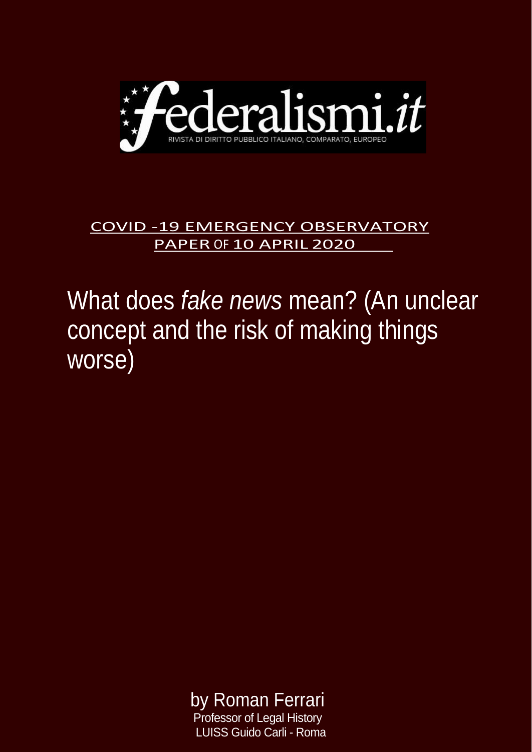federalismi.it

RIVISTA DI DIRITTO PUBBLICO ITALIANO, COMPARATO, EUROPEO

COVID -19 EMERGENCY OBSERVATORY
PAPER OF 10 APRIL 2020

# What does *fake news* mean? (An unclear concept and the risk of making things worse)

by Roman Ferrari
Professor of Legal History
LUISS Guido Carli - Roma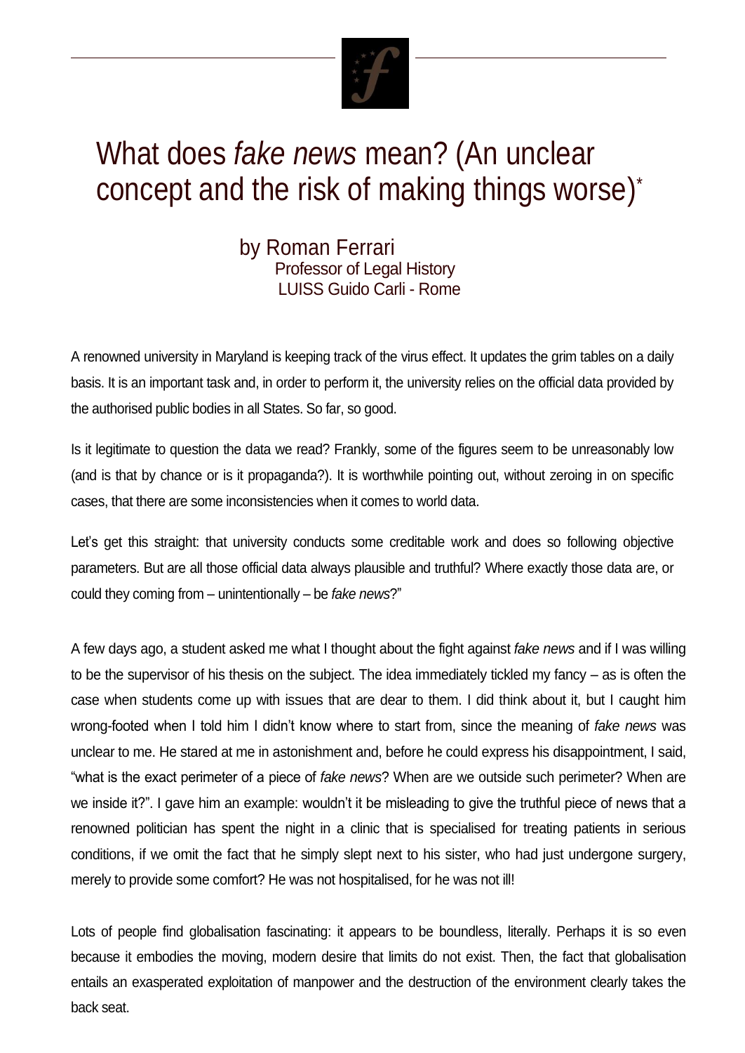# What does *fake news* mean? (An unclear concept and the risk of making things worse)*

by Roman Ferrari
Professor of Legal History
LUISS Guido Carli - Rome

A renowned university in Maryland is keeping track of the virus effect. It updates the grim tables on a daily basis. It is an important task and, in order to perform it, the university relies on the official data provided by the authorised public bodies in all States. So far, so good.

Is it legitimate to question the data we read? Frankly, some of the figures seem to be unreasonably low (and is that by chance or is it propaganda?). It is worthwhile pointing out, without zeroing in on specific cases, that there are some inconsistencies when it comes to world data.

Let's get this straight: that university conducts some creditable work and does so following objective parameters. But are all those official data always plausible and truthful? Where exactly those data are, or could they coming from – unintentionally – be *fake news*?"

A few days ago, a student asked me what I thought about the fight against *fake news* and if I was willing to be the supervisor of his thesis on the subject. The idea immediately tickled my fancy – as is often the case when students come up with issues that are dear to them. I did think about it, but I caught him wrong-footed when I told him I didn't know where to start from, since the meaning of *fake news* was unclear to me. He stared at me in astonishment and, before he could express his disappointment, I said, "what is the exact perimeter of a piece of *fake news*? When are we outside such perimeter? When are we inside it?". I gave him an example: wouldn't it be misleading to give the truthful piece of news that a renowned politician has spent the night in a clinic that is specialised for treating patients in serious conditions, if we omit the fact that he simply slept next to his sister, who had just undergone surgery, merely to provide some comfort? He was not hospitalised, for he was not ill!

Lots of people find globalisation fascinating: it appears to be boundless, literally. Perhaps it is so even because it embodies the moving, modern desire that limits do not exist. Then, the fact that globalisation entails an exasperated exploitation of manpower and the destruction of the environment clearly takes the back seat.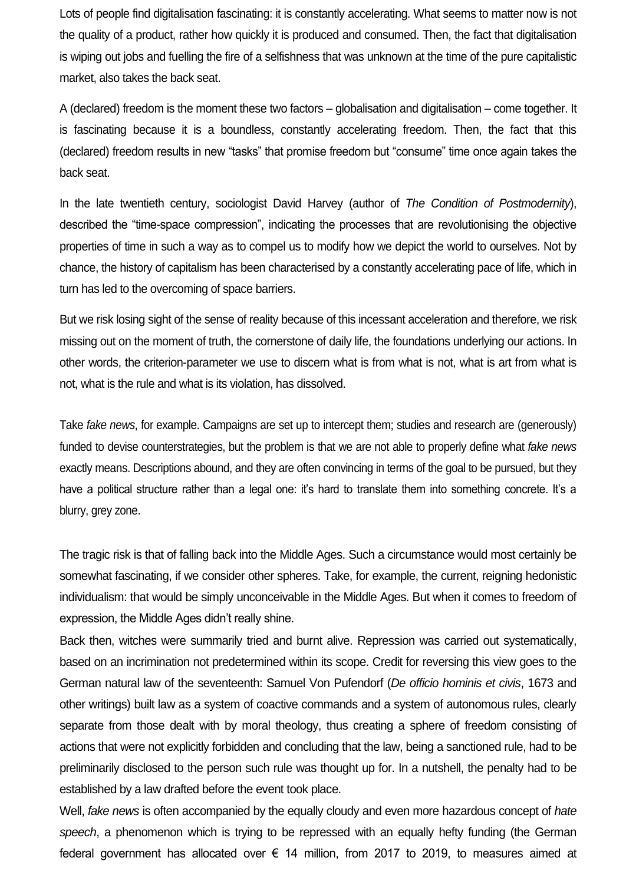Lots of people find digitalisation fascinating: it is constantly accelerating. What seems to matter now is not the quality of a product, rather how quickly it is produced and consumed. Then, the fact that digitalisation is wiping out jobs and fuelling the fire of a selfishness that was unknown at the time of the pure capitalistic market, also takes the back seat.

A (declared) freedom is the moment these two factors – globalisation and digitalisation – come together. It is fascinating because it is a boundless, constantly accelerating freedom. Then, the fact that this (declared) freedom results in new "tasks" that promise freedom but "consume" time once again takes the back seat.

In the late twentieth century, sociologist David Harvey (author of *The Condition of Postmodernity*), described the "time-space compression", indicating the processes that are revolutionising the objective properties of time in such a way as to compel us to modify how we depict the world to ourselves. Not by chance, the history of capitalism has been characterised by a constantly accelerating pace of life, which in turn has led to the overcoming of space barriers.

But we risk losing sight of the sense of reality because of this incessant acceleration and therefore, we risk missing out on the moment of truth, the cornerstone of daily life, the foundations underlying our actions. In other words, the criterion-parameter we use to discern what is from what is not, what is art from what is not, what is the rule and what is its violation, has dissolved.

Take *fake news*, for example. Campaigns are set up to intercept them; studies and research are (generously) funded to devise counterstrategies, but the problem is that we are not able to properly define what *fake news* exactly means. Descriptions abound, and they are often convincing in terms of the goal to be pursued, but they have a political structure rather than a legal one: it's hard to translate them into something concrete. It's a blurry, grey zone.

The tragic risk is that of falling back into the Middle Ages. Such a circumstance would most certainly be somewhat fascinating, if we consider other spheres. Take, for example, the current, reigning hedonistic individualism: that would be simply unconceivable in the Middle Ages. But when it comes to freedom of expression, the Middle Ages didn't really shine.

Back then, witches were summarily tried and burnt alive. Repression was carried out systematically, based on an incrimination not predetermined within its scope. Credit for reversing this view goes to the German natural law of the seventeenth: Samuel Von Pufendorf (*De officio hominis et civis*, 1673 and other writings) built law as a system of coactive commands and a system of autonomous rules, clearly separate from those dealt with by moral theology, thus creating a sphere of freedom consisting of actions that were not explicitly forbidden and concluding that the law, being a sanctioned rule, had to be preliminarily disclosed to the person such rule was thought up for. In a nutshell, the penalty had to be established by a law drafted before the event took place.

Well, *fake news* is often accompanied by the equally cloudy and even more hazardous concept of *hate speech*, a phenomenon which is trying to be repressed with an equally hefty funding (the German federal government has allocated over € 14 million, from 2017 to 2019, to measures aimed at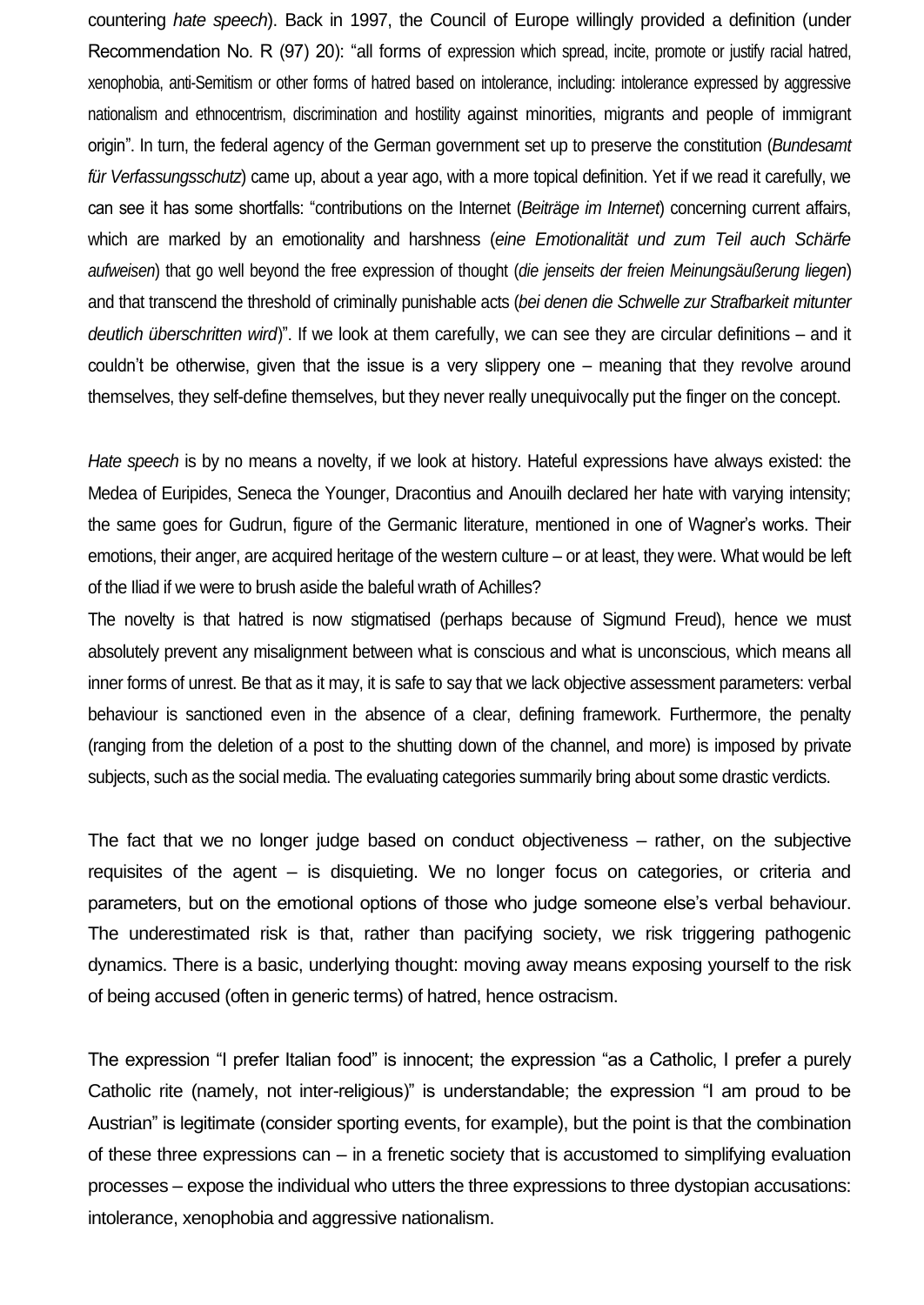countering *hate speech*). Back in 1997, the Council of Europe willingly provided a definition (under Recommendation No. R (97) 20): "all forms of expression which spread, incite, promote or justify racial hatred, xenophobia, anti-Semitism or other forms of hatred based on intolerance, including: intolerance expressed by aggressive nationalism and ethnocentrism, discrimination and hostility against minorities, migrants and people of immigrant origin". In turn, the federal agency of the German government set up to preserve the constitution (*Bundesamt für Verfassungsschutz*) came up, about a year ago, with a more topical definition. Yet if we read it carefully, we can see it has some shortfalls: "contributions on the Internet (*Beiträge im Internet*) concerning current affairs, which are marked by an emotionality and harshness (*eine Emotionalität und zum Teil auch Schärfe aufweisen*) that go well beyond the free expression of thought (*die jenseits der freien Meinungsäußerung liegen*) and that transcend the threshold of criminally punishable acts (*bei denen die Schwelle zur Strafbarkeit mitunter deutlich überschritten wird*)". If we look at them carefully, we can see they are circular definitions – and it couldn't be otherwise, given that the issue is a very slippery one – meaning that they revolve around themselves, they self-define themselves, but they never really unequivocally put the finger on the concept.

*Hate speech* is by no means a novelty, if we look at history. Hateful expressions have always existed: the Medea of Euripides, Seneca the Younger, Dracontius and Anouilh declared her hate with varying intensity; the same goes for Gudrun, figure of the Germanic literature, mentioned in one of Wagner's works. Their emotions, their anger, are acquired heritage of the western culture – or at least, they were. What would be left of the Iliad if we were to brush aside the baleful wrath of Achilles?

The novelty is that hatred is now stigmatised (perhaps because of Sigmund Freud), hence we must absolutely prevent any misalignment between what is conscious and what is unconscious, which means all inner forms of unrest. Be that as it may, it is safe to say that we lack objective assessment parameters: verbal behaviour is sanctioned even in the absence of a clear, defining framework. Furthermore, the penalty (ranging from the deletion of a post to the shutting down of the channel, and more) is imposed by private subjects, such as the social media. The evaluating categories summarily bring about some drastic verdicts.

The fact that we no longer judge based on conduct objectiveness – rather, on the subjective requisites of the agent – is disquieting. We no longer focus on categories, or criteria and parameters, but on the emotional options of those who judge someone else's verbal behaviour. The underestimated risk is that, rather than pacifying society, we risk triggering pathogenic dynamics. There is a basic, underlying thought: moving away means exposing yourself to the risk of being accused (often in generic terms) of hatred, hence ostracism.

The expression "I prefer Italian food" is innocent; the expression "as a Catholic, I prefer a purely Catholic rite (namely, not inter-religious)" is understandable; the expression "I am proud to be Austrian" is legitimate (consider sporting events, for example), but the point is that the combination of these three expressions can – in a frenetic society that is accustomed to simplifying evaluation processes – expose the individual who utters the three expressions to three dystopian accusations: intolerance, xenophobia and aggressive nationalism.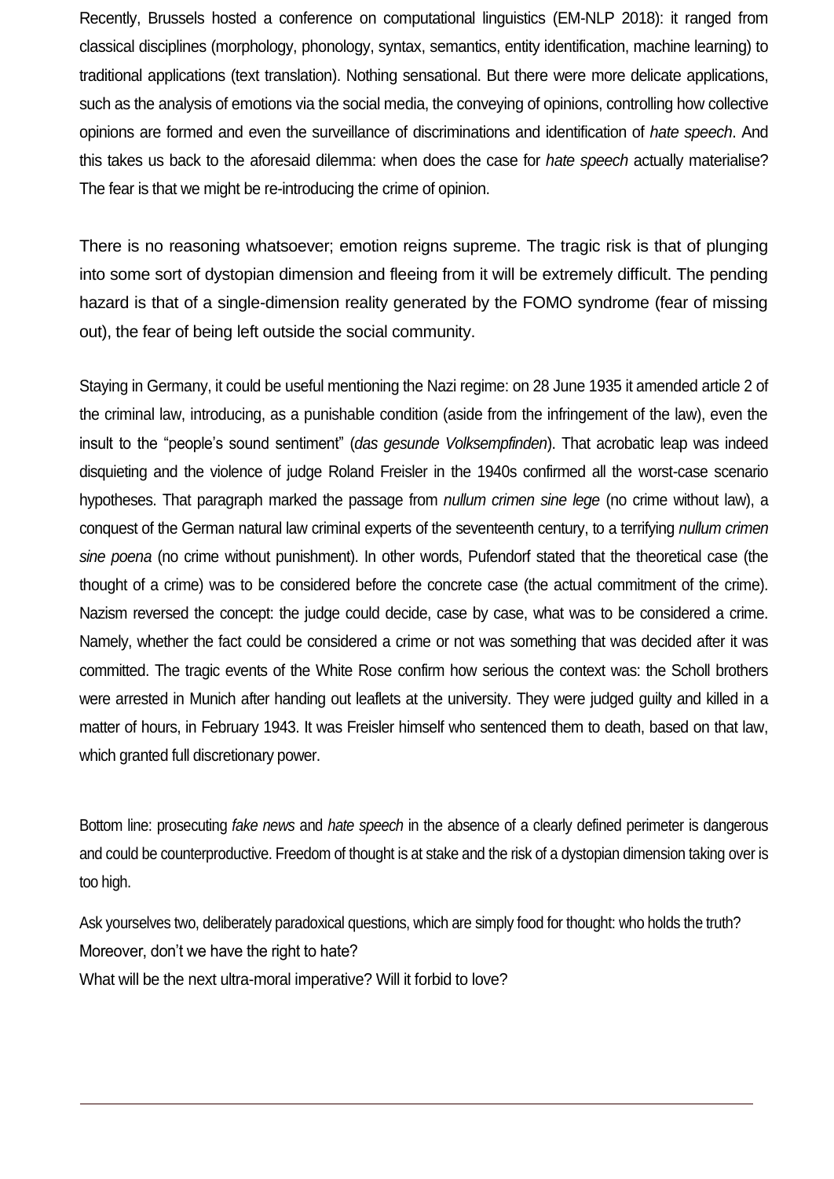Recently, Brussels hosted a conference on computational linguistics (EM-NLP 2018): it ranged from classical disciplines (morphology, phonology, syntax, semantics, entity identification, machine learning) to traditional applications (text translation). Nothing sensational. But there were more delicate applications, such as the analysis of emotions via the social media, the conveying of opinions, controlling how collective opinions are formed and even the surveillance of discriminations and identification of *hate speech*. And this takes us back to the aforesaid dilemma: when does the case for *hate speech* actually materialise? The fear is that we might be re-introducing the crime of opinion.

There is no reasoning whatsoever; emotion reigns supreme. The tragic risk is that of plunging into some sort of dystopian dimension and fleeing from it will be extremely difficult. The pending hazard is that of a single-dimension reality generated by the FOMO syndrome (fear of missing out), the fear of being left outside the social community.

Staying in Germany, it could be useful mentioning the Nazi regime: on 28 June 1935 it amended article 2 of the criminal law, introducing, as a punishable condition (aside from the infringement of the law), even the insult to the "people's sound sentiment" (*das gesunde Volksempfinden*). That acrobatic leap was indeed disquieting and the violence of judge Roland Freisler in the 1940s confirmed all the worst-case scenario hypotheses. That paragraph marked the passage from *nullum crimen sine lege* (no crime without law), a conquest of the German natural law criminal experts of the seventeenth century, to a terrifying *nullum crimen sine poena* (no crime without punishment). In other words, Pufendorf stated that the theoretical case (the thought of a crime) was to be considered before the concrete case (the actual commitment of the crime). Nazism reversed the concept: the judge could decide, case by case, what was to be considered a crime. Namely, whether the fact could be considered a crime or not was something that was decided after it was committed. The tragic events of the White Rose confirm how serious the context was: the Scholl brothers were arrested in Munich after handing out leaflets at the university. They were judged guilty and killed in a matter of hours, in February 1943. It was Freisler himself who sentenced them to death, based on that law, which granted full discretionary power.

Bottom line: prosecuting *fake news* and *hate speech* in the absence of a clearly defined perimeter is dangerous and could be counterproductive. Freedom of thought is at stake and the risk of a dystopian dimension taking over is too high.

Ask yourselves two, deliberately paradoxical questions, which are simply food for thought: who holds the truth? Moreover, don't we have the right to hate?
What will be the next ultra-moral imperative? Will it forbid to love?